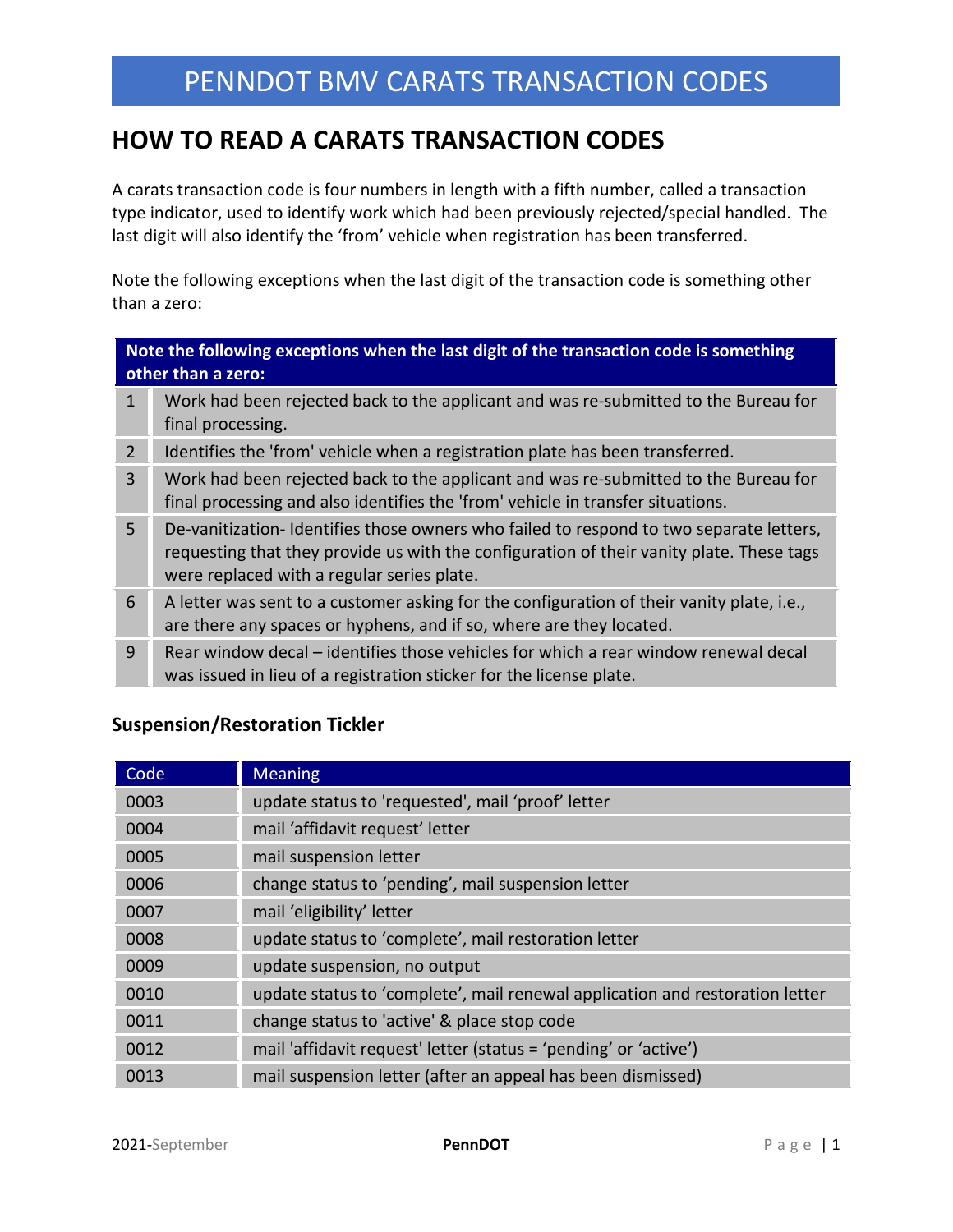# PENNDOT BMV CARATS TRANSACTION CODES

## HOW TO READ A CARATS TRANSACTION CODES

A carats transaction code is four numbers in length with a fifth number, called a transaction type indicator, used to identify work which had been previously rejected/special handled. The last digit will also identify the 'from' vehicle when registration has been transferred.

Note the following exceptions when the last digit of the transaction code is something other than a zero:

| Note the following exceptions when the last digit of the transaction code is something other than a zero: | |
|---|---|
| 1 | Work had been rejected back to the applicant and was re-submitted to the Bureau for final processing. |
| 2 | Identifies the 'from' vehicle when a registration plate has been transferred. |
| 3 | Work had been rejected back to the applicant and was re-submitted to the Bureau for final processing and also identifies the 'from' vehicle in transfer situations. |
| 5 | De-vanitization- Identifies those owners who failed to respond to two separate letters, requesting that they provide us with the configuration of their vanity plate. These tags were replaced with a regular series plate. |
| 6 | A letter was sent to a customer asking for the configuration of their vanity plate, i.e., are there any spaces or hyphens, and if so, where are they located. |
| 9 | Rear window decal – identifies those vehicles for which a rear window renewal decal was issued in lieu of a registration sticker for the license plate. |

### Suspension/Restoration Tickler

| Code | Meaning |
|---|---|
| 0003 | update status to 'requested', mail 'proof' letter |
| 0004 | mail 'affidavit request' letter |
| 0005 | mail suspension letter |
| 0006 | change status to 'pending', mail suspension letter |
| 0007 | mail 'eligibility' letter |
| 0008 | update status to 'complete', mail restoration letter |
| 0009 | update suspension, no output |
| 0010 | update status to 'complete', mail renewal application and restoration letter |
| 0011 | change status to 'active' & place stop code |
| 0012 | mail 'affidavit request' letter (status = 'pending' or 'active') |
| 0013 | mail suspension letter (after an appeal has been dismissed) |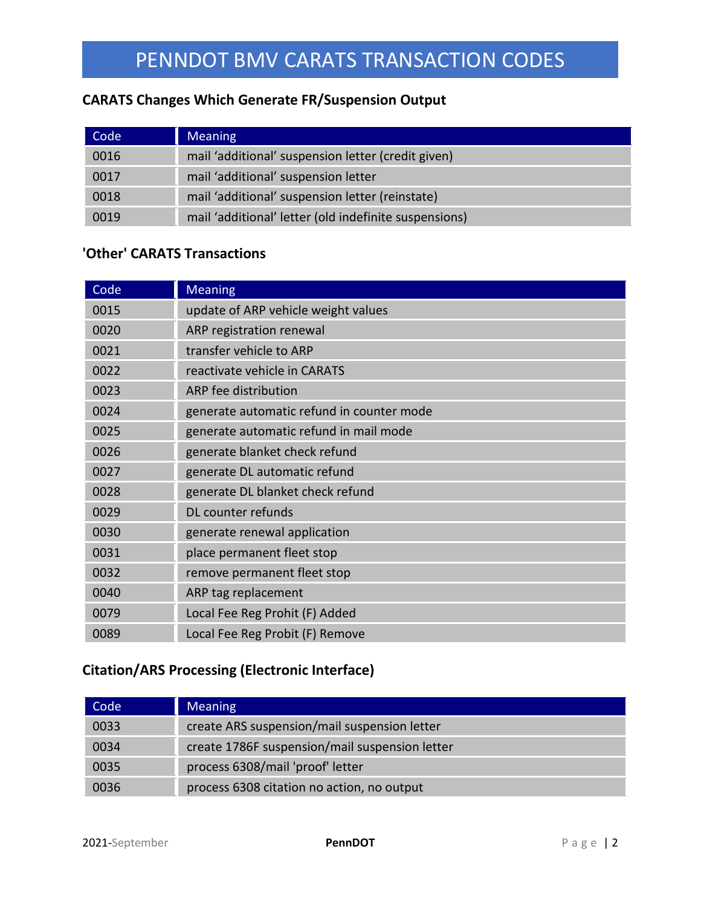# PENNDOT BMV CARATS TRANSACTION CODES

### CARATS Changes Which Generate FR/Suspension Output

| Code | Meaning |
| --- | --- |
| 0016 | mail 'additional' suspension letter (credit given) |
| 0017 | mail 'additional' suspension letter |
| 0018 | mail 'additional' suspension letter (reinstate) |
| 0019 | mail 'additional' letter (old indefinite suspensions) |

### 'Other' CARATS Transactions

| Code | Meaning |
| --- | --- |
| 0015 | update of ARP vehicle weight values |
| 0020 | ARP registration renewal |
| 0021 | transfer vehicle to ARP |
| 0022 | reactivate vehicle in CARATS |
| 0023 | ARP fee distribution |
| 0024 | generate automatic refund in counter mode |
| 0025 | generate automatic refund in mail mode |
| 0026 | generate blanket check refund |
| 0027 | generate DL automatic refund |
| 0028 | generate DL blanket check refund |
| 0029 | DL counter refunds |
| 0030 | generate renewal application |
| 0031 | place permanent fleet stop |
| 0032 | remove permanent fleet stop |
| 0040 | ARP tag replacement |
| 0079 | Local Fee Reg Prohit (F) Added |
| 0089 | Local Fee Reg Probit (F) Remove |

### Citation/ARS Processing (Electronic Interface)

| Code | Meaning |
| --- | --- |
| 0033 | create ARS suspension/mail suspension letter |
| 0034 | create 1786F suspension/mail suspension letter |
| 0035 | process 6308/mail 'proof' letter |
| 0036 | process 6308 citation no action, no output |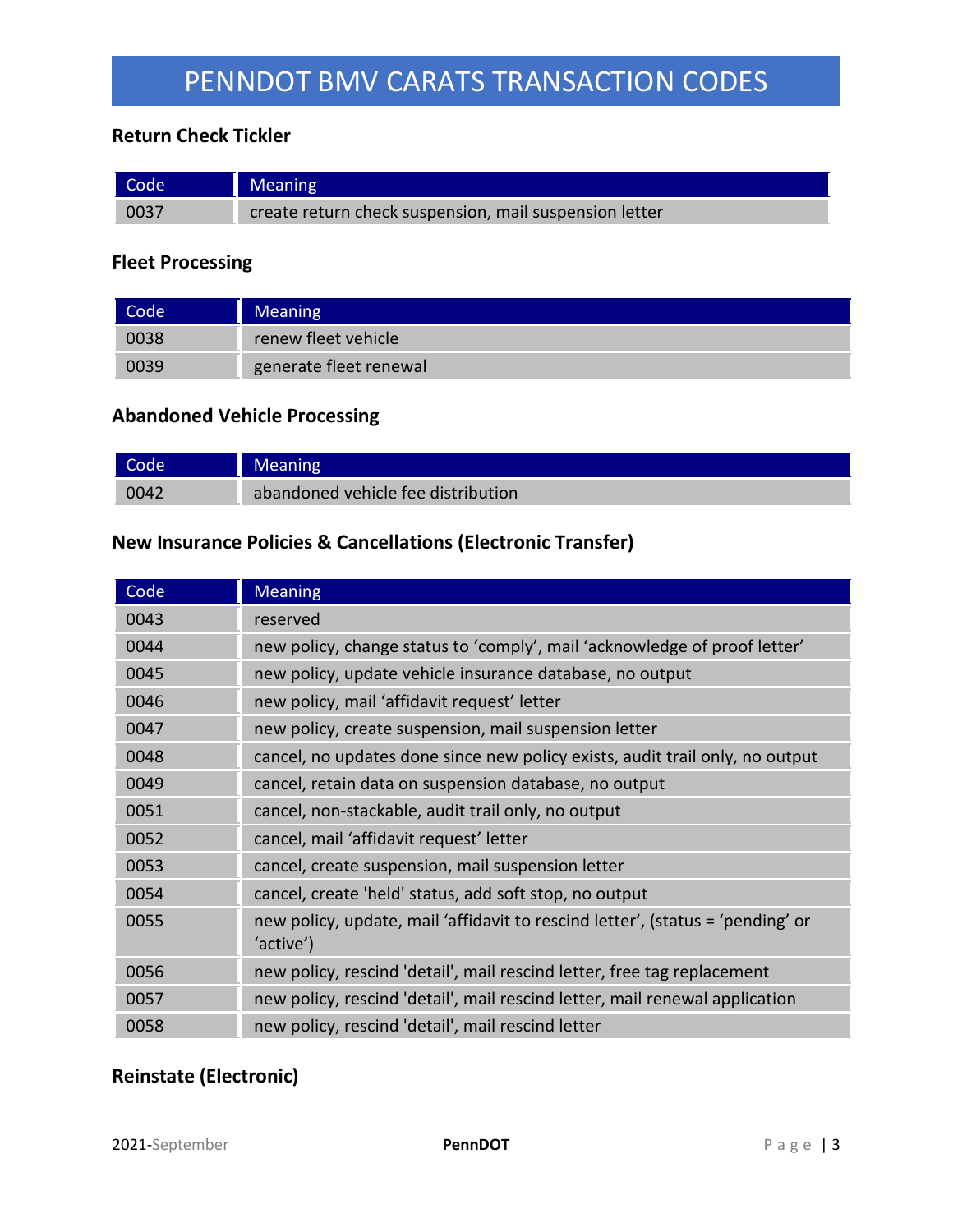# PENNDOT BMV CARATS TRANSACTION CODES

### Return Check Tickler

| Code | Meaning |
|---|---|
| 0037 | create return check suspension, mail suspension letter |

### Fleet Processing

| Code | Meaning |
|---|---|
| 0038 | renew fleet vehicle |
| 0039 | generate fleet renewal |

### Abandoned Vehicle Processing

| Code | Meaning |
|---|---|
| 0042 | abandoned vehicle fee distribution |

### New Insurance Policies & Cancellations (Electronic Transfer)

| Code | Meaning |
|---|---|
| 0043 | reserved |
| 0044 | new policy, change status to 'comply', mail 'acknowledge of proof letter' |
| 0045 | new policy, update vehicle insurance database, no output |
| 0046 | new policy, mail 'affidavit request' letter |
| 0047 | new policy, create suspension, mail suspension letter |
| 0048 | cancel, no updates done since new policy exists, audit trail only, no output |
| 0049 | cancel, retain data on suspension database, no output |
| 0051 | cancel, non-stackable, audit trail only, no output |
| 0052 | cancel, mail 'affidavit request' letter |
| 0053 | cancel, create suspension, mail suspension letter |
| 0054 | cancel, create 'held' status, add soft stop, no output |
| 0055 | new policy, update, mail 'affidavit to rescind letter', (status = 'pending' or 'active') |
| 0056 | new policy, rescind 'detail', mail rescind letter, free tag replacement |
| 0057 | new policy, rescind 'detail', mail rescind letter, mail renewal application |
| 0058 | new policy, rescind 'detail', mail rescind letter |

### Reinstate (Electronic)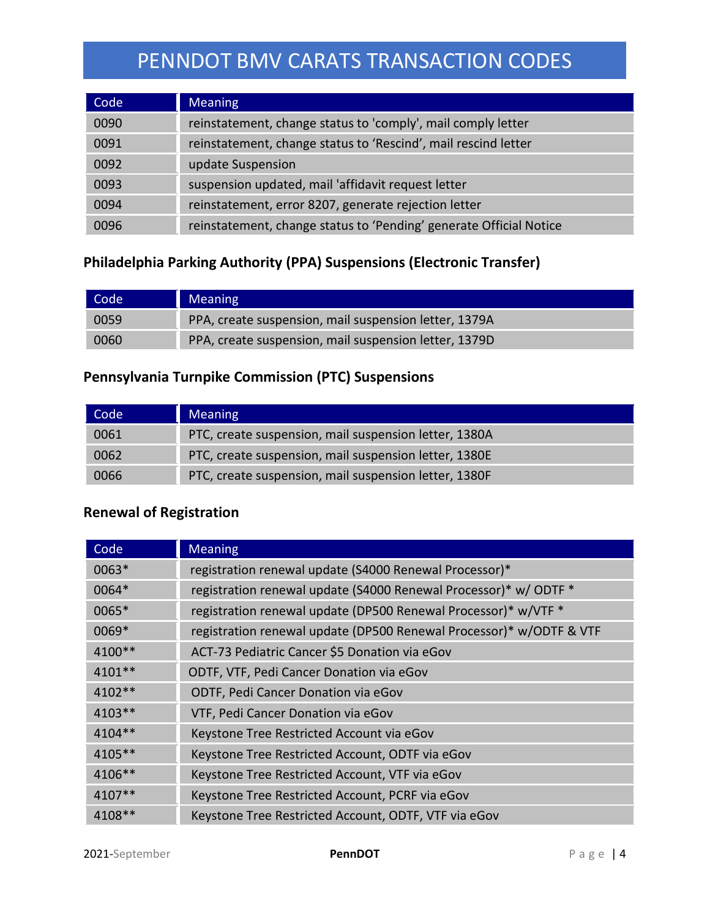# PENNDOT BMV CARATS TRANSACTION CODES

| Code | Meaning |
|---|---|
| 0090 | reinstatement, change status to 'comply', mail comply letter |
| 0091 | reinstatement, change status to 'Rescind', mail rescind letter |
| 0092 | update Suspension |
| 0093 | suspension updated, mail 'affidavit request letter |
| 0094 | reinstatement, error 8207, generate rejection letter |
| 0096 | reinstatement, change status to 'Pending' generate Official Notice |

### Philadelphia Parking Authority (PPA) Suspensions (Electronic Transfer)

| Code | Meaning |
|---|---|
| 0059 | PPA, create suspension, mail suspension letter, 1379A |
| 0060 | PPA, create suspension, mail suspension letter, 1379D |

### Pennsylvania Turnpike Commission (PTC) Suspensions

| Code | Meaning |
|---|---|
| 0061 | PTC, create suspension, mail suspension letter, 1380A |
| 0062 | PTC, create suspension, mail suspension letter, 1380E |
| 0066 | PTC, create suspension, mail suspension letter, 1380F |

### Renewal of Registration

| Code | Meaning |
|---|---|
| 0063* | registration renewal update (S4000 Renewal Processor)* |
| 0064* | registration renewal update (S4000 Renewal Processor)* w/ ODTF * |
| 0065* | registration renewal update (DP500 Renewal Processor)* w/VTF * |
| 0069* | registration renewal update (DP500 Renewal Processor)* w/ODTF & VTF |
| 4100** | ACT-73 Pediatric Cancer $5 Donation via eGov |
| 4101** | ODTF, VTF, Pedi Cancer Donation via eGov |
| 4102** | ODTF, Pedi Cancer Donation via eGov |
| 4103** | VTF, Pedi Cancer Donation via eGov |
| 4104** | Keystone Tree Restricted Account via eGov |
| 4105** | Keystone Tree Restricted Account, ODTF via eGov |
| 4106** | Keystone Tree Restricted Account, VTF via eGov |
| 4107** | Keystone Tree Restricted Account, PCRF via eGov |
| 4108** | Keystone Tree Restricted Account, ODTF, VTF via eGov |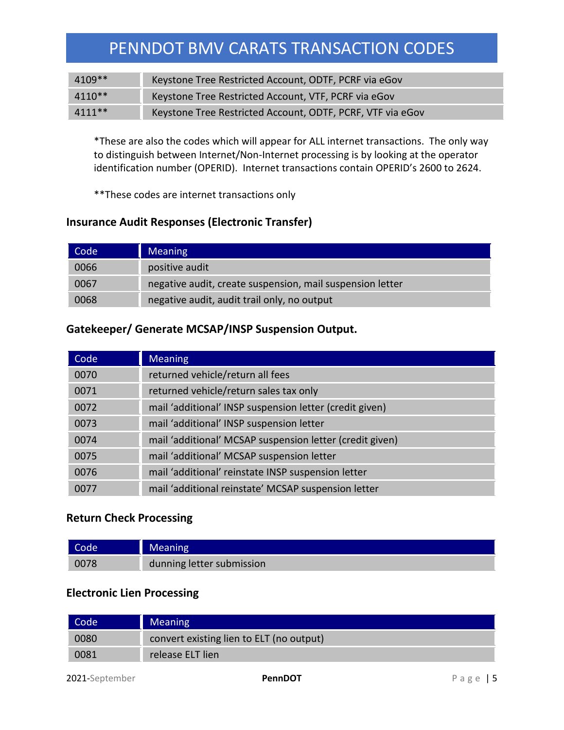| | |
|---|---|
| 4109** | Keystone Tree Restricted Account, ODTF, PCRF via eGov |
| 4110** | Keystone Tree Restricted Account, VTF, PCRF via eGov |
| 4111** | Keystone Tree Restricted Account, ODTF, PCRF, VTF via eGov |

*These are also the codes which will appear for ALL internet transactions. The only way to distinguish between Internet/Non-Internet processing is by looking at the operator identification number (OPERID). Internet transactions contain OPERID's 2600 to 2624.

**These codes are internet transactions only

### Insurance Audit Responses (Electronic Transfer)

| Code | Meaning |
|---|---|
| 0066 | positive audit |
| 0067 | negative audit, create suspension, mail suspension letter |
| 0068 | negative audit, audit trail only, no output |

### Gatekeeper/ Generate MCSAP/INSP Suspension Output.

| Code | Meaning |
|---|---|
| 0070 | returned vehicle/return all fees |
| 0071 | returned vehicle/return sales tax only |
| 0072 | mail 'additional' INSP suspension letter (credit given) |
| 0073 | mail 'additional' INSP suspension letter |
| 0074 | mail 'additional' MCSAP suspension letter (credit given) |
| 0075 | mail 'additional' MCSAP suspension letter |
| 0076 | mail 'additional' reinstate INSP suspension letter |
| 0077 | mail 'additional reinstate' MCSAP suspension letter |

### Return Check Processing

| Code | Meaning |
|---|---|
| 0078 | dunning letter submission |

### Electronic Lien Processing

| Code | Meaning |
|---|---|
| 0080 | convert existing lien to ELT (no output) |
| 0081 | release ELT lien |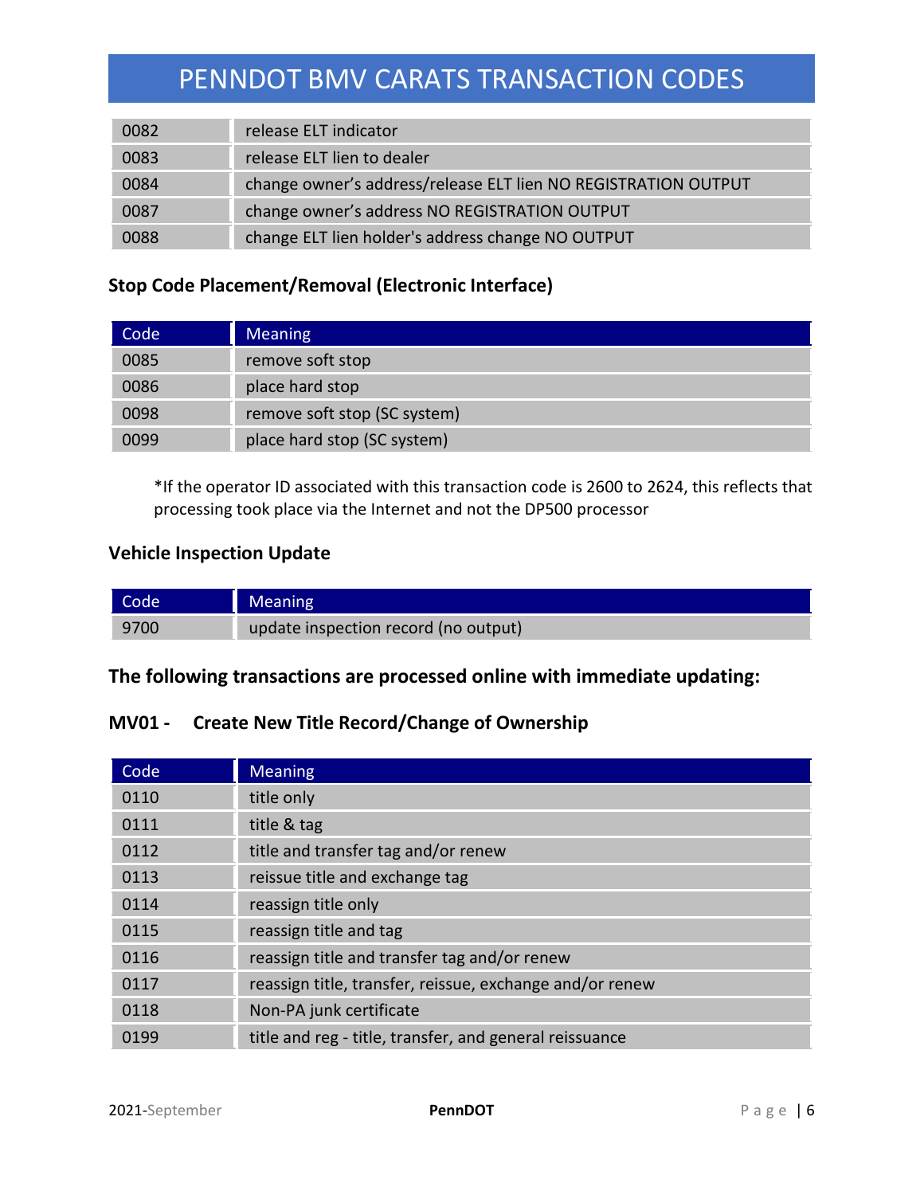| | |
|---|---|
| 0082 | release ELT indicator |
| 0083 | release ELT lien to dealer |
| 0084 | change owner's address/release ELT lien NO REGISTRATION OUTPUT |
| 0087 | change owner's address NO REGISTRATION OUTPUT |
| 0088 | change ELT lien holder's address change NO OUTPUT |

### Stop Code Placement/Removal (Electronic Interface)

| Code | Meaning |
|---|---|
| 0085 | remove soft stop |
| 0086 | place hard stop |
| 0098 | remove soft stop (SC system) |
| 0099 | place hard stop (SC system) |

*If the operator ID associated with this transaction code is 2600 to 2624, this reflects that processing took place via the Internet and not the DP500 processor

### Vehicle Inspection Update

| Code | Meaning |
|---|---|
| 9700 | update inspection record (no output) |

## The following transactions are processed online with immediate updating:

### MV01 - Create New Title Record/Change of Ownership

| Code | Meaning |
|---|---|
| 0110 | title only |
| 0111 | title & tag |
| 0112 | title and transfer tag and/or renew |
| 0113 | reissue title and exchange tag |
| 0114 | reassign title only |
| 0115 | reassign title and tag |
| 0116 | reassign title and transfer tag and/or renew |
| 0117 | reassign title, transfer, reissue, exchange and/or renew |
| 0118 | Non-PA junk certificate |
| 0199 | title and reg - title, transfer, and general reissuance |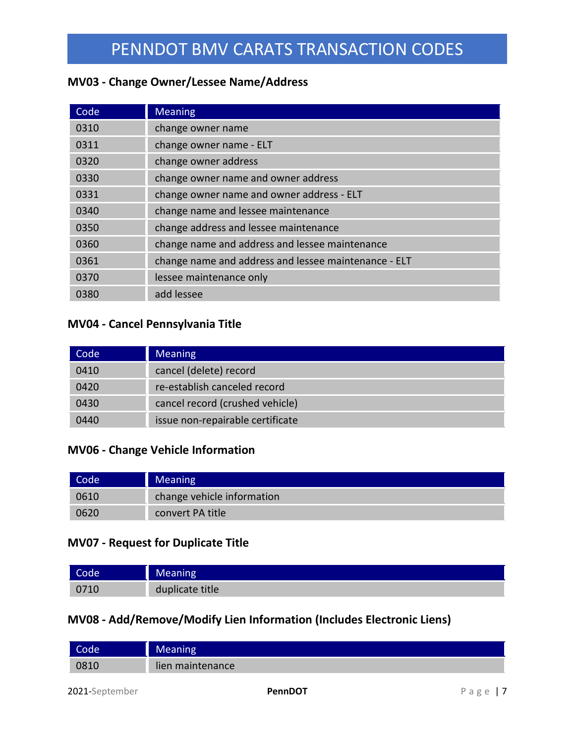# PENNDOT BMV CARATS TRANSACTION CODES

### MV03 - Change Owner/Lessee Name/Address

| Code | Meaning |
|---|---|
| 0310 | change owner name |
| 0311 | change owner name - ELT |
| 0320 | change owner address |
| 0330 | change owner name and owner address |
| 0331 | change owner name and owner address - ELT |
| 0340 | change name and lessee maintenance |
| 0350 | change address and lessee maintenance |
| 0360 | change name and address and lessee maintenance |
| 0361 | change name and address and lessee maintenance - ELT |
| 0370 | lessee maintenance only |
| 0380 | add lessee |

### MV04 - Cancel Pennsylvania Title

| Code | Meaning |
|---|---|
| 0410 | cancel (delete) record |
| 0420 | re-establish canceled record |
| 0430 | cancel record (crushed vehicle) |
| 0440 | issue non-repairable certificate |

### MV06 - Change Vehicle Information

| Code | Meaning |
|---|---|
| 0610 | change vehicle information |
| 0620 | convert PA title |

### MV07 - Request for Duplicate Title

| Code | Meaning |
|---|---|
| 0710 | duplicate title |

### MV08 - Add/Remove/Modify Lien Information (Includes Electronic Liens)

| Code | Meaning |
|---|---|
| 0810 | lien maintenance |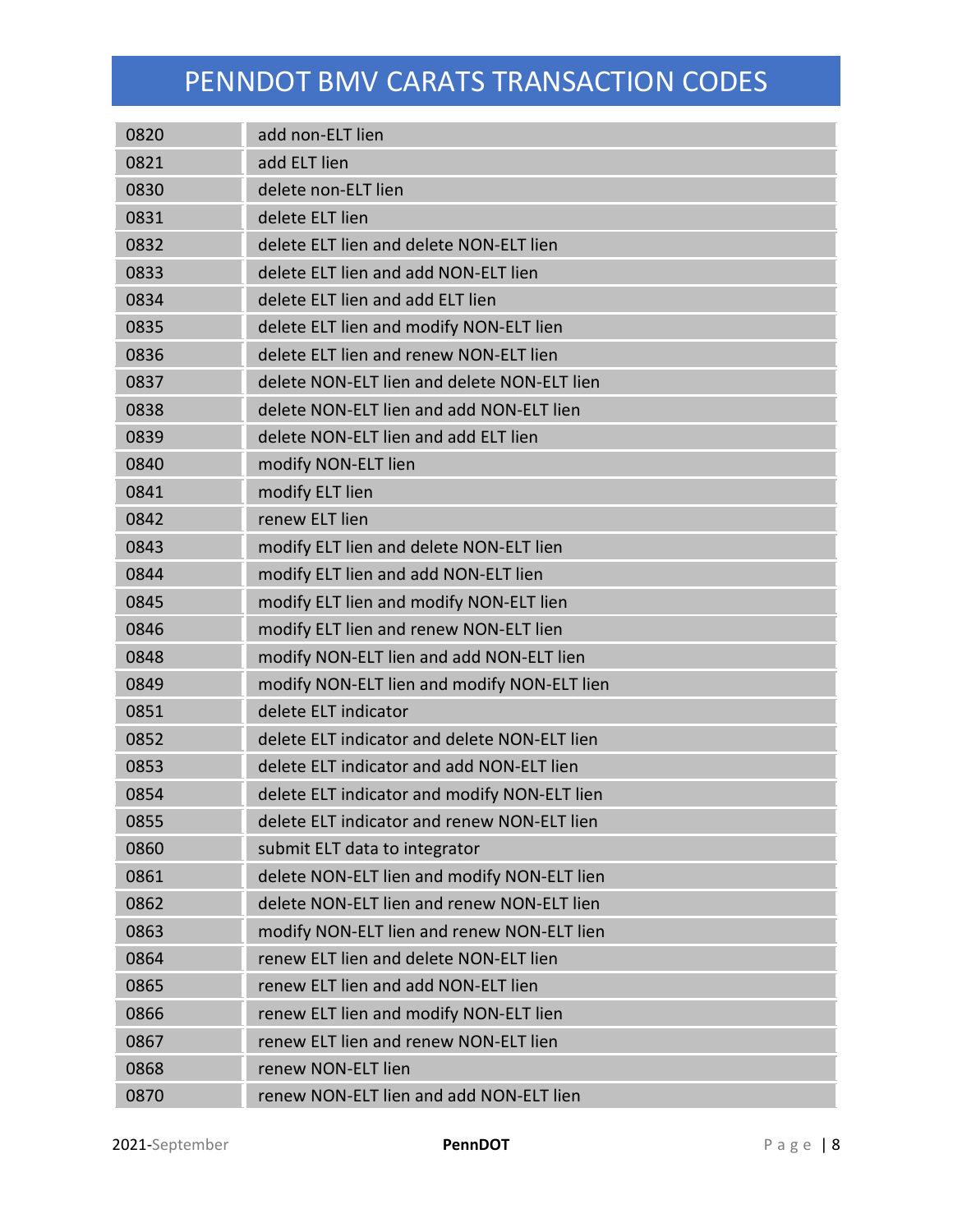# PENNDOT BMV CARATS TRANSACTION CODES

| | |
|---|---|
| 0820 | add non-ELT lien |
| 0821 | add ELT lien |
| 0830 | delete non-ELT lien |
| 0831 | delete ELT lien |
| 0832 | delete ELT lien and delete NON-ELT lien |
| 0833 | delete ELT lien and add NON-ELT lien |
| 0834 | delete ELT lien and add ELT lien |
| 0835 | delete ELT lien and modify NON-ELT lien |
| 0836 | delete ELT lien and renew NON-ELT lien |
| 0837 | delete NON-ELT lien and delete NON-ELT lien |
| 0838 | delete NON-ELT lien and add NON-ELT lien |
| 0839 | delete NON-ELT lien and add ELT lien |
| 0840 | modify NON-ELT lien |
| 0841 | modify ELT lien |
| 0842 | renew ELT lien |
| 0843 | modify ELT lien and delete NON-ELT lien |
| 0844 | modify ELT lien and add NON-ELT lien |
| 0845 | modify ELT lien and modify NON-ELT lien |
| 0846 | modify ELT lien and renew NON-ELT lien |
| 0848 | modify NON-ELT lien and add NON-ELT lien |
| 0849 | modify NON-ELT lien and modify NON-ELT lien |
| 0851 | delete ELT indicator |
| 0852 | delete ELT indicator and delete NON-ELT lien |
| 0853 | delete ELT indicator and add NON-ELT lien |
| 0854 | delete ELT indicator and modify NON-ELT lien |
| 0855 | delete ELT indicator and renew NON-ELT lien |
| 0860 | submit ELT data to integrator |
| 0861 | delete NON-ELT lien and modify NON-ELT lien |
| 0862 | delete NON-ELT lien and renew NON-ELT lien |
| 0863 | modify NON-ELT lien and renew NON-ELT lien |
| 0864 | renew ELT lien and delete NON-ELT lien |
| 0865 | renew ELT lien and add NON-ELT lien |
| 0866 | renew ELT lien and modify NON-ELT lien |
| 0867 | renew ELT lien and renew NON-ELT lien |
| 0868 | renew NON-ELT lien |
| 0870 | renew NON-ELT lien and add NON-ELT lien |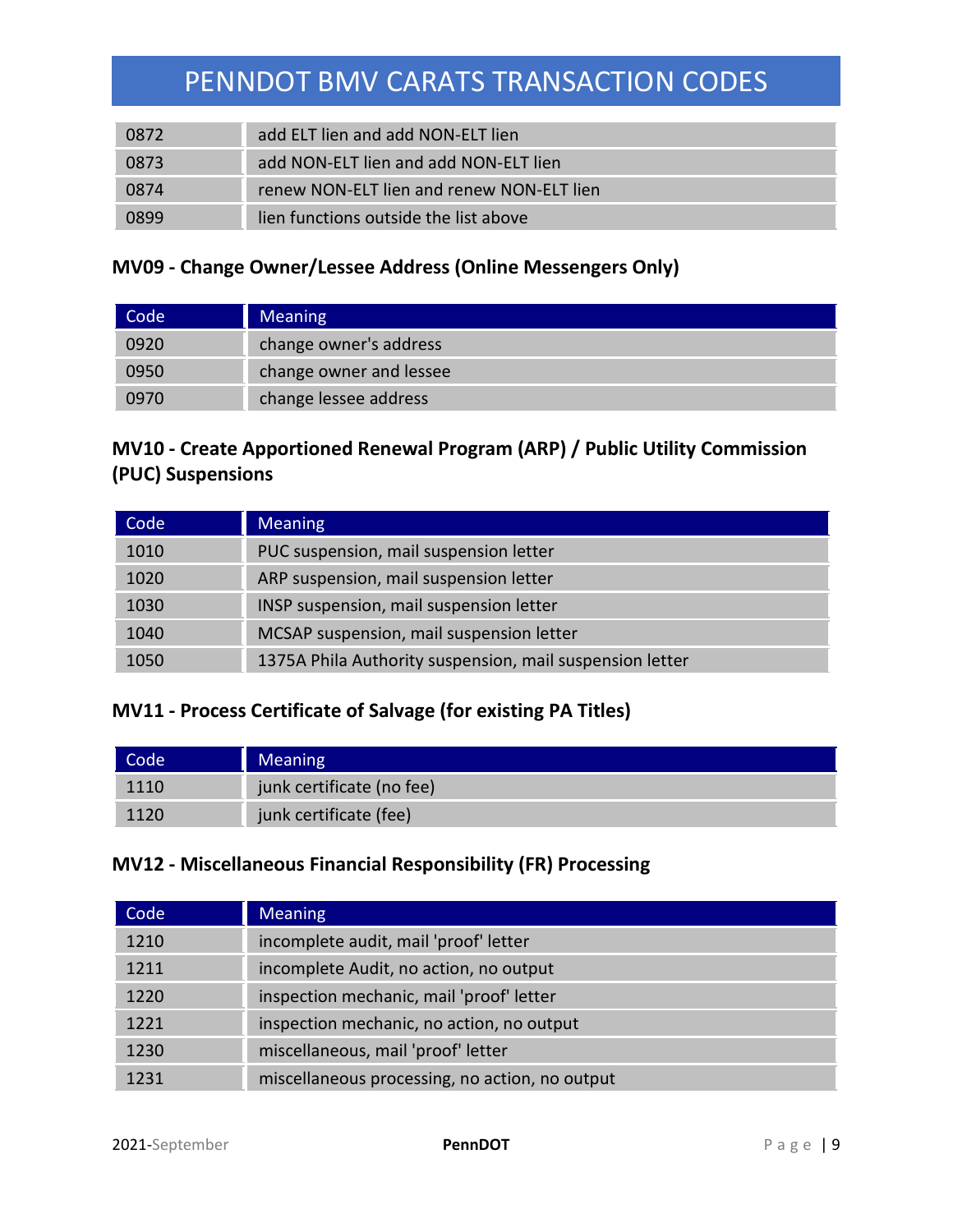| 0872 | add ELT lien and add NON-ELT lien |
| --- | --- |
| 0873 | add NON-ELT lien and add NON-ELT lien |
| 0874 | renew NON-ELT lien and renew NON-ELT lien |
| 0899 | lien functions outside the list above |

### MV09 - Change Owner/Lessee Address (Online Messengers Only)

| Code | Meaning |
| --- | --- |
| 0920 | change owner's address |
| 0950 | change owner and lessee |
| 0970 | change lessee address |

### MV10 - Create Apportioned Renewal Program (ARP) / Public Utility Commission (PUC) Suspensions

| Code | Meaning |
| --- | --- |
| 1010 | PUC suspension, mail suspension letter |
| 1020 | ARP suspension, mail suspension letter |
| 1030 | INSP suspension, mail suspension letter |
| 1040 | MCSAP suspension, mail suspension letter |
| 1050 | 1375A Phila Authority suspension, mail suspension letter |

### MV11 - Process Certificate of Salvage (for existing PA Titles)

| Code | Meaning |
| --- | --- |
| 1110 | junk certificate (no fee) |
| 1120 | junk certificate (fee) |

### MV12 - Miscellaneous Financial Responsibility (FR) Processing

| Code | Meaning |
| --- | --- |
| 1210 | incomplete audit, mail 'proof' letter |
| 1211 | incomplete Audit, no action, no output |
| 1220 | inspection mechanic, mail 'proof' letter |
| 1221 | inspection mechanic, no action, no output |
| 1230 | miscellaneous, mail 'proof' letter |
| 1231 | miscellaneous processing, no action, no output |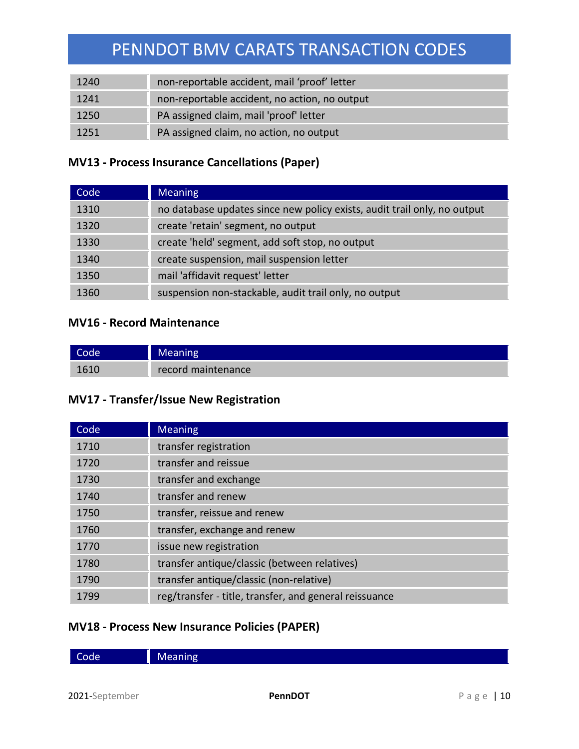| | |
|---|---|
| 1240 | non-reportable accident, mail ‘proof’ letter |
| 1241 | non-reportable accident, no action, no output |
| 1250 | PA assigned claim, mail 'proof' letter |
| 1251 | PA assigned claim, no action, no output |

### MV13 - Process Insurance Cancellations (Paper)

| Code | Meaning |
|---|---|
| 1310 | no database updates since new policy exists, audit trail only, no output |
| 1320 | create 'retain' segment, no output |
| 1330 | create 'held' segment, add soft stop, no output |
| 1340 | create suspension, mail suspension letter |
| 1350 | mail 'affidavit request' letter |
| 1360 | suspension non-stackable, audit trail only, no output |

### MV16 - Record Maintenance

| Code | Meaning |
|---|---|
| 1610 | record maintenance |

### MV17 - Transfer/Issue New Registration

| Code | Meaning |
|---|---|
| 1710 | transfer registration |
| 1720 | transfer and reissue |
| 1730 | transfer and exchange |
| 1740 | transfer and renew |
| 1750 | transfer, reissue and renew |
| 1760 | transfer, exchange and renew |
| 1770 | issue new registration |
| 1780 | transfer antique/classic (between relatives) |
| 1790 | transfer antique/classic (non-relative) |
| 1799 | reg/transfer - title, transfer, and general reissuance |

### MV18 - Process New Insurance Policies (PAPER)

| Code | Meaning |
|---|---|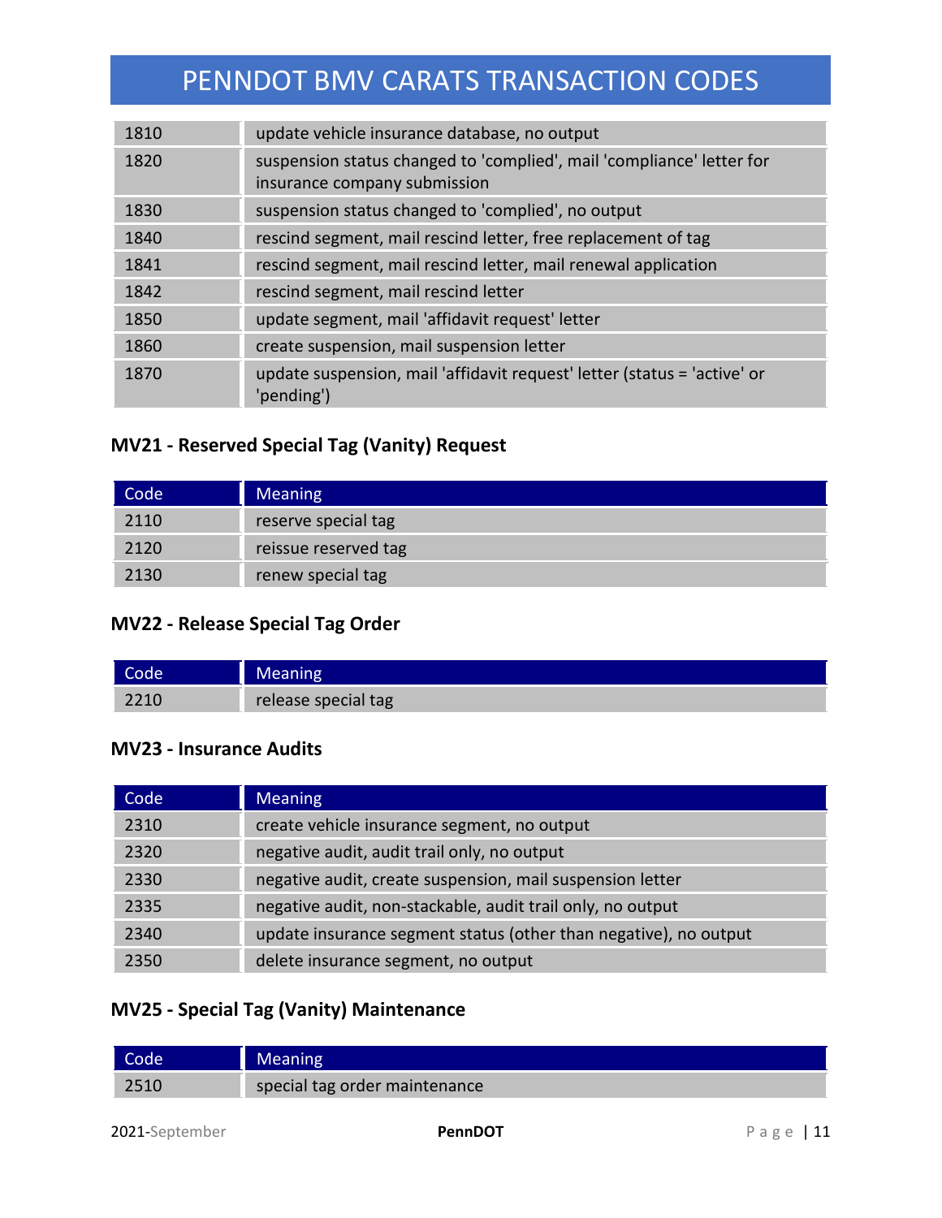| Code | Meaning |
|---|---|
| 1810 | update vehicle insurance database, no output |
| 1820 | suspension status changed to 'complied', mail 'compliance' letter for insurance company submission |
| 1830 | suspension status changed to 'complied', no output |
| 1840 | rescind segment, mail rescind letter, free replacement of tag |
| 1841 | rescind segment, mail rescind letter, mail renewal application |
| 1842 | rescind segment, mail rescind letter |
| 1850 | update segment, mail 'affidavit request' letter |
| 1860 | create suspension, mail suspension letter |
| 1870 | update suspension, mail 'affidavit request' letter (status = 'active' or 'pending') |

### MV21 - Reserved Special Tag (Vanity) Request

| Code | Meaning |
|---|---|
| 2110 | reserve special tag |
| 2120 | reissue reserved tag |
| 2130 | renew special tag |

### MV22 - Release Special Tag Order

| Code | Meaning |
|---|---|
| 2210 | release special tag |

### MV23 - Insurance Audits

| Code | Meaning |
|---|---|
| 2310 | create vehicle insurance segment, no output |
| 2320 | negative audit, audit trail only, no output |
| 2330 | negative audit, create suspension, mail suspension letter |
| 2335 | negative audit, non-stackable, audit trail only, no output |
| 2340 | update insurance segment status (other than negative), no output |
| 2350 | delete insurance segment, no output |

### MV25 - Special Tag (Vanity) Maintenance

| Code | Meaning |
|---|---|
| 2510 | special tag order maintenance |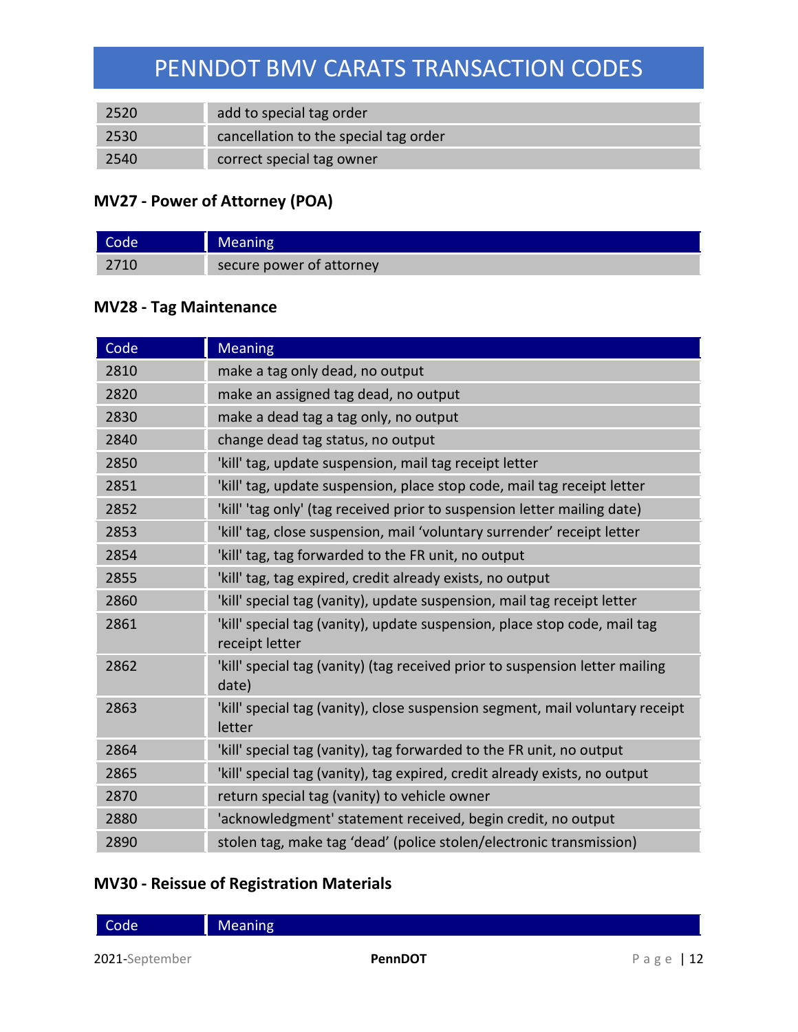| | |
|---|---|
| 2520 | add to special tag order |
| 2530 | cancellation to the special tag order |
| 2540 | correct special tag owner |

### MV27 - Power of Attorney (POA)

| Code | Meaning |
|---|---|
| 2710 | secure power of attorney |

### MV28 - Tag Maintenance

| Code | Meaning |
|---|---|
| 2810 | make a tag only dead, no output |
| 2820 | make an assigned tag dead, no output |
| 2830 | make a dead tag a tag only, no output |
| 2840 | change dead tag status, no output |
| 2850 | 'kill' tag, update suspension, mail tag receipt letter |
| 2851 | 'kill' tag, update suspension, place stop code, mail tag receipt letter |
| 2852 | 'kill' 'tag only' (tag received prior to suspension letter mailing date) |
| 2853 | 'kill' tag, close suspension, mail 'voluntary surrender' receipt letter |
| 2854 | 'kill' tag, tag forwarded to the FR unit, no output |
| 2855 | 'kill' tag, tag expired, credit already exists, no output |
| 2860 | 'kill' special tag (vanity), update suspension, mail tag receipt letter |
| 2861 | 'kill' special tag (vanity), update suspension, place stop code, mail tag receipt letter |
| 2862 | 'kill' special tag (vanity) (tag received prior to suspension letter mailing date) |
| 2863 | 'kill' special tag (vanity), close suspension segment, mail voluntary receipt letter |
| 2864 | 'kill' special tag (vanity), tag forwarded to the FR unit, no output |
| 2865 | 'kill' special tag (vanity), tag expired, credit already exists, no output |
| 2870 | return special tag (vanity) to vehicle owner |
| 2880 | 'acknowledgment' statement received, begin credit, no output |
| 2890 | stolen tag, make tag 'dead' (police stolen/electronic transmission) |

### MV30 - Reissue of Registration Materials

| Code | Meaning |
|---|---|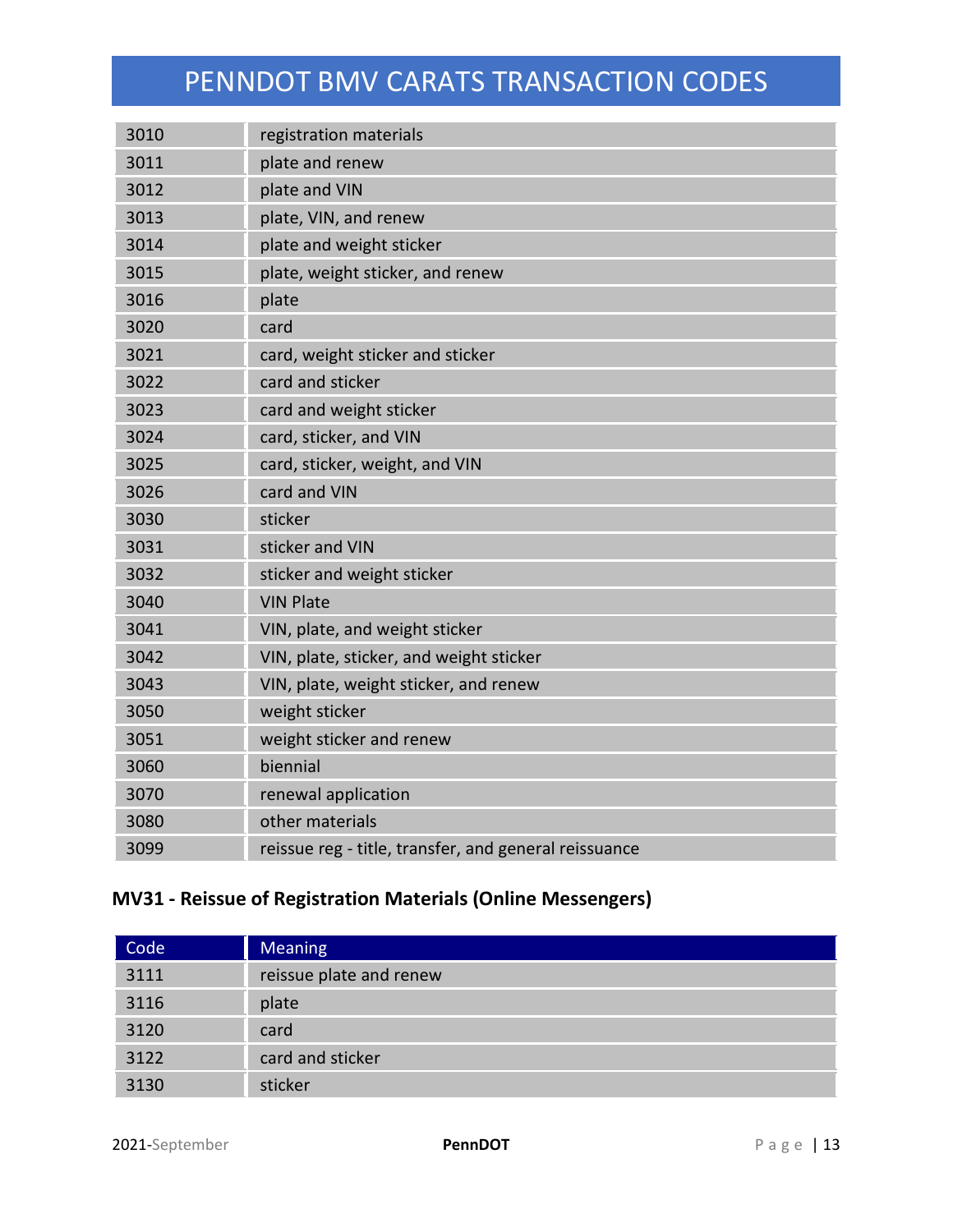# PENNDOT BMV CARATS TRANSACTION CODES

| | |
|---|---|
| 3010 | registration materials |
| 3011 | plate and renew |
| 3012 | plate and VIN |
| 3013 | plate, VIN, and renew |
| 3014 | plate and weight sticker |
| 3015 | plate, weight sticker, and renew |
| 3016 | plate |
| 3020 | card |
| 3021 | card, weight sticker and sticker |
| 3022 | card and sticker |
| 3023 | card and weight sticker |
| 3024 | card, sticker, and VIN |
| 3025 | card, sticker, weight, and VIN |
| 3026 | card and VIN |
| 3030 | sticker |
| 3031 | sticker and VIN |
| 3032 | sticker and weight sticker |
| 3040 | VIN Plate |
| 3041 | VIN, plate, and weight sticker |
| 3042 | VIN, plate, sticker, and weight sticker |
| 3043 | VIN, plate, weight sticker, and renew |
| 3050 | weight sticker |
| 3051 | weight sticker and renew |
| 3060 | biennial |
| 3070 | renewal application |
| 3080 | other materials |
| 3099 | reissue reg - title, transfer, and general reissuance |

### MV31 - Reissue of Registration Materials (Online Messengers)

| Code | Meaning |
|---|---|
| 3111 | reissue plate and renew |
| 3116 | plate |
| 3120 | card |
| 3122 | card and sticker |
| 3130 | sticker |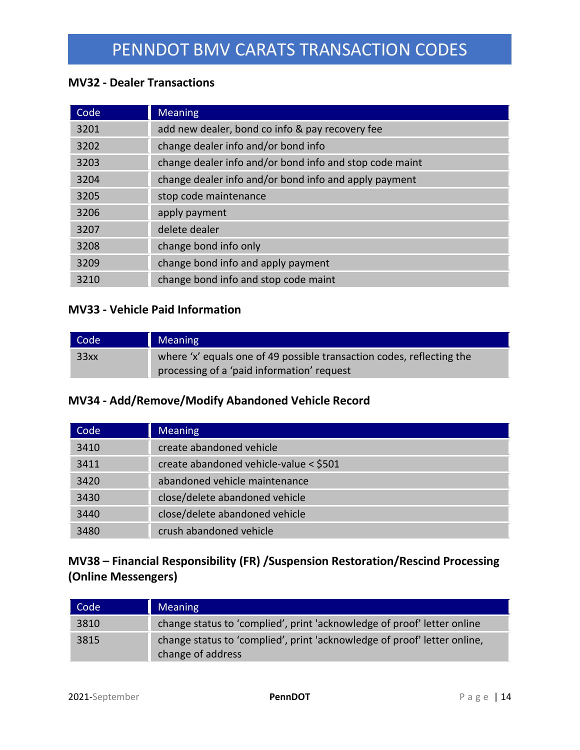# PENNDOT BMV CARATS TRANSACTION CODES

### MV32 - Dealer Transactions

| Code | Meaning |
|---|---|
| 3201 | add new dealer, bond co info & pay recovery fee |
| 3202 | change dealer info and/or bond info |
| 3203 | change dealer info and/or bond info and stop code maint |
| 3204 | change dealer info and/or bond info and apply payment |
| 3205 | stop code maintenance |
| 3206 | apply payment |
| 3207 | delete dealer |
| 3208 | change bond info only |
| 3209 | change bond info and apply payment |
| 3210 | change bond info and stop code maint |

### MV33 - Vehicle Paid Information

| Code | Meaning |
|---|---|
| 33xx | where 'x' equals one of 49 possible transaction codes, reflecting the processing of a 'paid information' request |

### MV34 - Add/Remove/Modify Abandoned Vehicle Record

| Code | Meaning |
|---|---|
| 3410 | create abandoned vehicle |
| 3411 | create abandoned vehicle-value < $501 |
| 3420 | abandoned vehicle maintenance |
| 3430 | close/delete abandoned vehicle |
| 3440 | close/delete abandoned vehicle |
| 3480 | crush abandoned vehicle |

### MV38 – Financial Responsibility (FR) /Suspension Restoration/Rescind Processing (Online Messengers)

| Code | Meaning |
|---|---|
| 3810 | change status to 'complied', print 'acknowledge of proof' letter online |
| 3815 | change status to 'complied', print 'acknowledge of proof' letter online, change of address |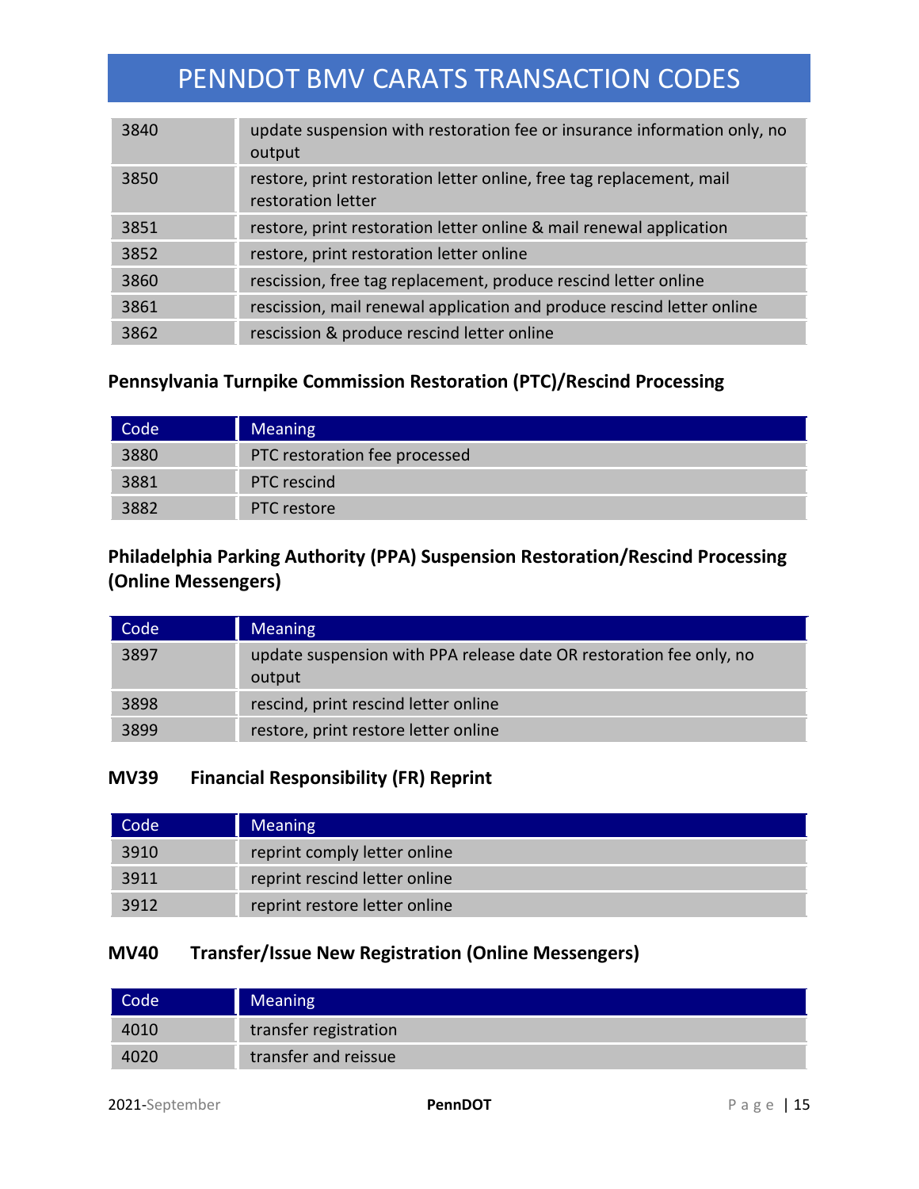| | |
|---|---|
| 3840 | update suspension with restoration fee or insurance information only, no output |
| 3850 | restore, print restoration letter online, free tag replacement, mail restoration letter |
| 3851 | restore, print restoration letter online & mail renewal application |
| 3852 | restore, print restoration letter online |
| 3860 | rescission, free tag replacement, produce rescind letter online |
| 3861 | rescission, mail renewal application and produce rescind letter online |
| 3862 | rescission & produce rescind letter online |

**Pennsylvania Turnpike Commission Restoration (PTC)/Rescind Processing**

| Code | Meaning |
|---|---|
| 3880 | PTC restoration fee processed |
| 3881 | PTC rescind |
| 3882 | PTC restore |

**Philadelphia Parking Authority (PPA) Suspension Restoration/Rescind Processing (Online Messengers)**

| Code | Meaning |
|---|---|
| 3897 | update suspension with PPA release date OR restoration fee only, no output |
| 3898 | rescind, print rescind letter online |
| 3899 | restore, print restore letter online |

**MV39 Financial Responsibility (FR) Reprint**

| Code | Meaning |
|---|---|
| 3910 | reprint comply letter online |
| 3911 | reprint rescind letter online |
| 3912 | reprint restore letter online |

**MV40 Transfer/Issue New Registration (Online Messengers)**

| Code | Meaning |
|---|---|
| 4010 | transfer registration |
| 4020 | transfer and reissue |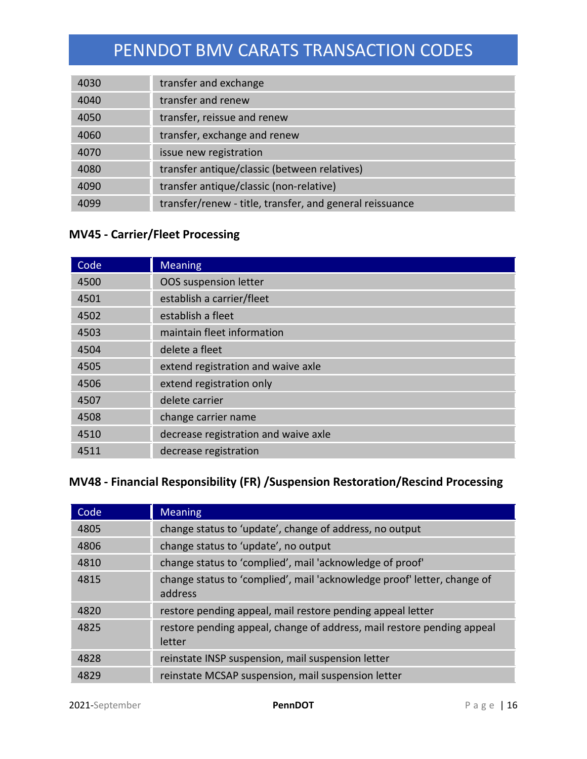| 4030 | transfer and exchange |
|---|---|
| 4040 | transfer and renew |
| 4050 | transfer, reissue and renew |
| 4060 | transfer, exchange and renew |
| 4070 | issue new registration |
| 4080 | transfer antique/classic (between relatives) |
| 4090 | transfer antique/classic (non-relative) |
| 4099 | transfer/renew - title, transfer, and general reissuance |

### MV45 - Carrier/Fleet Processing

| Code | Meaning |
|---|---|
| 4500 | OOS suspension letter |
| 4501 | establish a carrier/fleet |
| 4502 | establish a fleet |
| 4503 | maintain fleet information |
| 4504 | delete a fleet |
| 4505 | extend registration and waive axle |
| 4506 | extend registration only |
| 4507 | delete carrier |
| 4508 | change carrier name |
| 4510 | decrease registration and waive axle |
| 4511 | decrease registration |

### MV48 - Financial Responsibility (FR) /Suspension Restoration/Rescind Processing

| Code | Meaning |
|---|---|
| 4805 | change status to 'update', change of address, no output |
| 4806 | change status to 'update', no output |
| 4810 | change status to 'complied', mail 'acknowledge of proof' |
| 4815 | change status to 'complied', mail 'acknowledge proof' letter, change of address |
| 4820 | restore pending appeal, mail restore pending appeal letter |
| 4825 | restore pending appeal, change of address, mail restore pending appeal letter |
| 4828 | reinstate INSP suspension, mail suspension letter |
| 4829 | reinstate MCSAP suspension, mail suspension letter |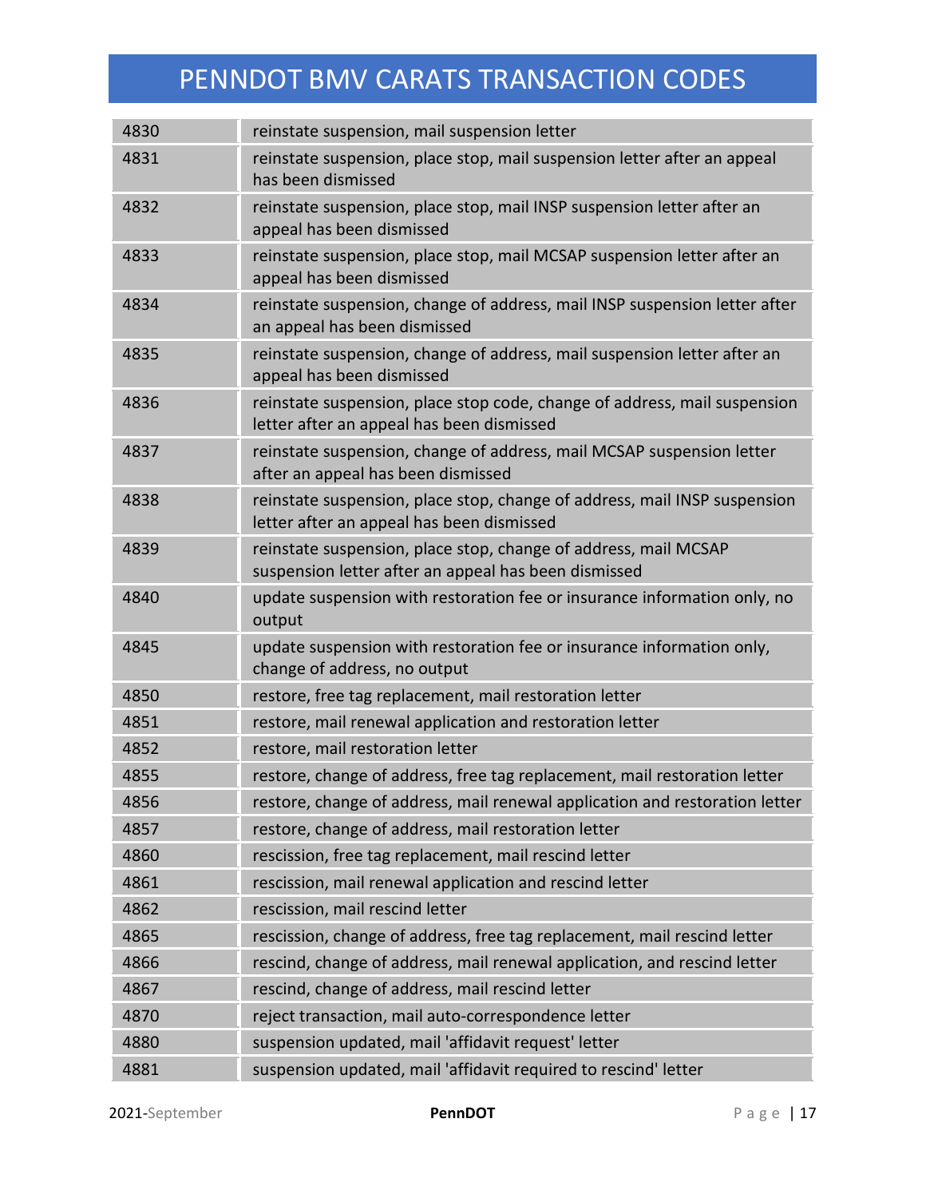# PENNDOT BMV CARATS TRANSACTION CODES

| | |
|---|---|
| 4830 | reinstate suspension, mail suspension letter |
| 4831 | reinstate suspension, place stop, mail suspension letter after an appeal has been dismissed |
| 4832 | reinstate suspension, place stop, mail INSP suspension letter after an appeal has been dismissed |
| 4833 | reinstate suspension, place stop, mail MCSAP suspension letter after an appeal has been dismissed |
| 4834 | reinstate suspension, change of address, mail INSP suspension letter after an appeal has been dismissed |
| 4835 | reinstate suspension, change of address, mail suspension letter after an appeal has been dismissed |
| 4836 | reinstate suspension, place stop code, change of address, mail suspension letter after an appeal has been dismissed |
| 4837 | reinstate suspension, change of address, mail MCSAP suspension letter after an appeal has been dismissed |
| 4838 | reinstate suspension, place stop, change of address, mail INSP suspension letter after an appeal has been dismissed |
| 4839 | reinstate suspension, place stop, change of address, mail MCSAP suspension letter after an appeal has been dismissed |
| 4840 | update suspension with restoration fee or insurance information only, no output |
| 4845 | update suspension with restoration fee or insurance information only, change of address, no output |
| 4850 | restore, free tag replacement, mail restoration letter |
| 4851 | restore, mail renewal application and restoration letter |
| 4852 | restore, mail restoration letter |
| 4855 | restore, change of address, free tag replacement, mail restoration letter |
| 4856 | restore, change of address, mail renewal application and restoration letter |
| 4857 | restore, change of address, mail restoration letter |
| 4860 | rescission, free tag replacement, mail rescind letter |
| 4861 | rescission, mail renewal application and rescind letter |
| 4862 | rescission, mail rescind letter |
| 4865 | rescission, change of address, free tag replacement, mail rescind letter |
| 4866 | rescind, change of address, mail renewal application, and rescind letter |
| 4867 | rescind, change of address, mail rescind letter |
| 4870 | reject transaction, mail auto-correspondence letter |
| 4880 | suspension updated, mail 'affidavit request' letter |
| 4881 | suspension updated, mail 'affidavit required to rescind' letter |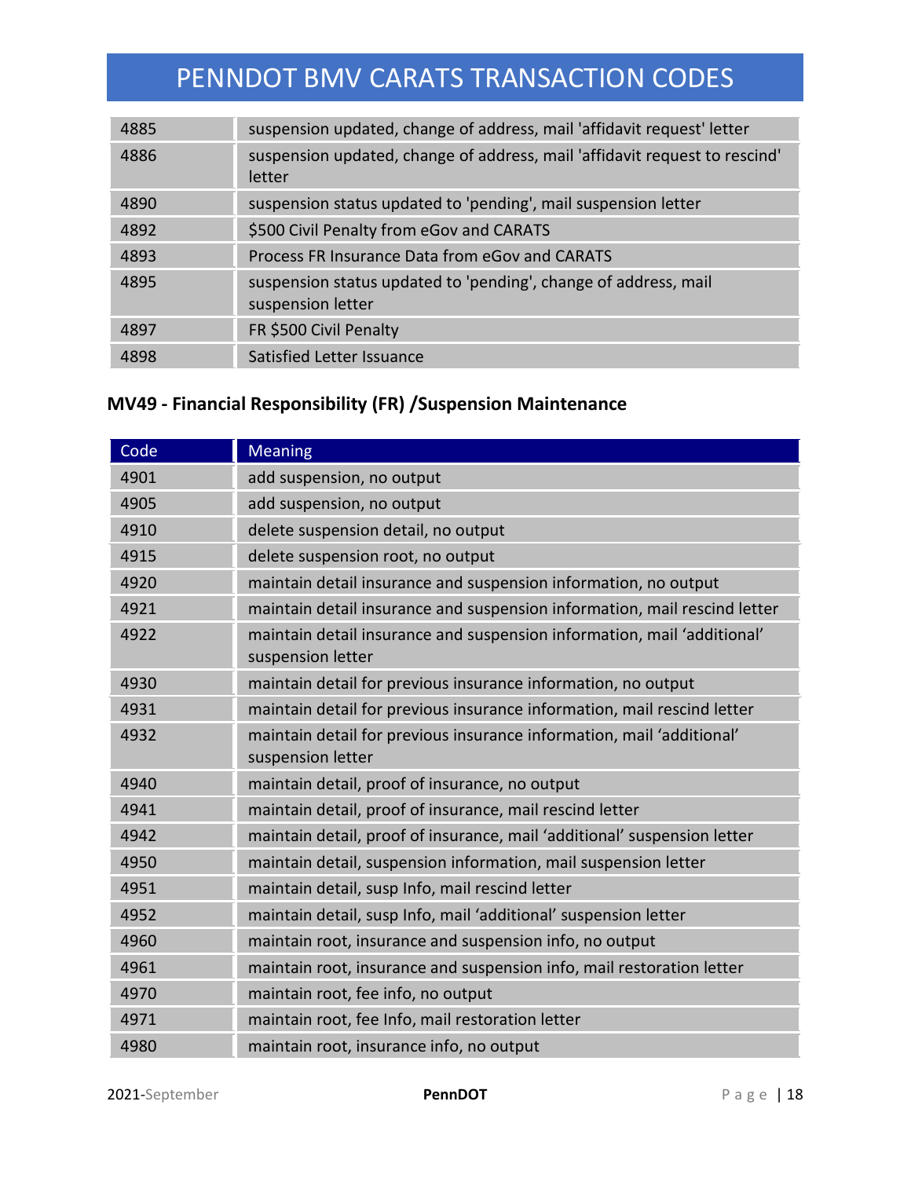| | |
|---|---|
| 4885 | suspension updated, change of address, mail 'affidavit request' letter |
| 4886 | suspension updated, change of address, mail 'affidavit request to rescind' letter |
| 4890 | suspension status updated to 'pending', mail suspension letter |
| 4892 | $500 Civil Penalty from eGov and CARATS |
| 4893 | Process FR Insurance Data from eGov and CARATS |
| 4895 | suspension status updated to 'pending', change of address, mail suspension letter |
| 4897 | FR $500 Civil Penalty |
| 4898 | Satisfied Letter Issuance |

### MV49 - Financial Responsibility (FR) /Suspension Maintenance

| Code | Meaning |
|---|---|
| 4901 | add suspension, no output |
| 4905 | add suspension, no output |
| 4910 | delete suspension detail, no output |
| 4915 | delete suspension root, no output |
| 4920 | maintain detail insurance and suspension information, no output |
| 4921 | maintain detail insurance and suspension information, mail rescind letter |
| 4922 | maintain detail insurance and suspension information, mail 'additional' suspension letter |
| 4930 | maintain detail for previous insurance information, no output |
| 4931 | maintain detail for previous insurance information, mail rescind letter |
| 4932 | maintain detail for previous insurance information, mail 'additional' suspension letter |
| 4940 | maintain detail, proof of insurance, no output |
| 4941 | maintain detail, proof of insurance, mail rescind letter |
| 4942 | maintain detail, proof of insurance, mail 'additional' suspension letter |
| 4950 | maintain detail, suspension information, mail suspension letter |
| 4951 | maintain detail, susp Info, mail rescind letter |
| 4952 | maintain detail, susp Info, mail 'additional' suspension letter |
| 4960 | maintain root, insurance and suspension info, no output |
| 4961 | maintain root, insurance and suspension info, mail restoration letter |
| 4970 | maintain root, fee info, no output |
| 4971 | maintain root, fee Info, mail restoration letter |
| 4980 | maintain root, insurance info, no output |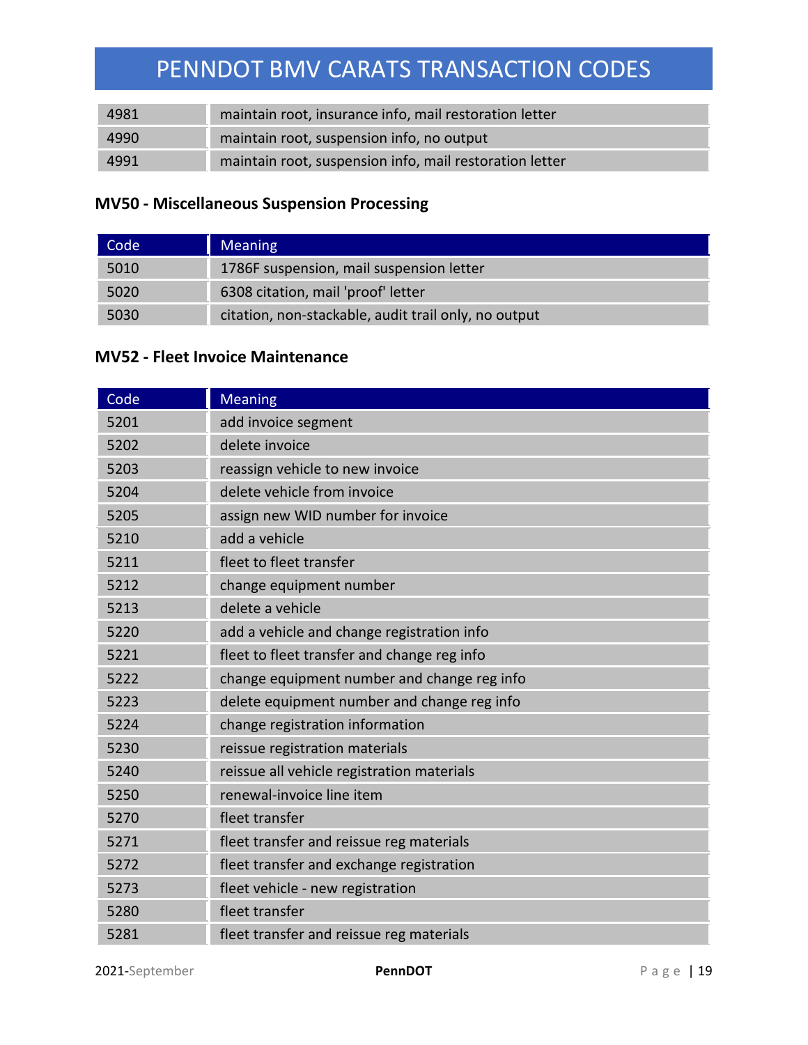| | |
|---|---|
| 4981 | maintain root, insurance info, mail restoration letter |
| 4990 | maintain root, suspension info, no output |
| 4991 | maintain root, suspension info, mail restoration letter |

### MV50 - Miscellaneous Suspension Processing

| Code | Meaning |
|---|---|
| 5010 | 1786F suspension, mail suspension letter |
| 5020 | 6308 citation, mail 'proof' letter |
| 5030 | citation, non-stackable, audit trail only, no output |

### MV52 - Fleet Invoice Maintenance

| Code | Meaning |
|---|---|
| 5201 | add invoice segment |
| 5202 | delete invoice |
| 5203 | reassign vehicle to new invoice |
| 5204 | delete vehicle from invoice |
| 5205 | assign new WID number for invoice |
| 5210 | add a vehicle |
| 5211 | fleet to fleet transfer |
| 5212 | change equipment number |
| 5213 | delete a vehicle |
| 5220 | add a vehicle and change registration info |
| 5221 | fleet to fleet transfer and change reg info |
| 5222 | change equipment number and change reg info |
| 5223 | delete equipment number and change reg info |
| 5224 | change registration information |
| 5230 | reissue registration materials |
| 5240 | reissue all vehicle registration materials |
| 5250 | renewal-invoice line item |
| 5270 | fleet transfer |
| 5271 | fleet transfer and reissue reg materials |
| 5272 | fleet transfer and exchange registration |
| 5273 | fleet vehicle - new registration |
| 5280 | fleet transfer |
| 5281 | fleet transfer and reissue reg materials |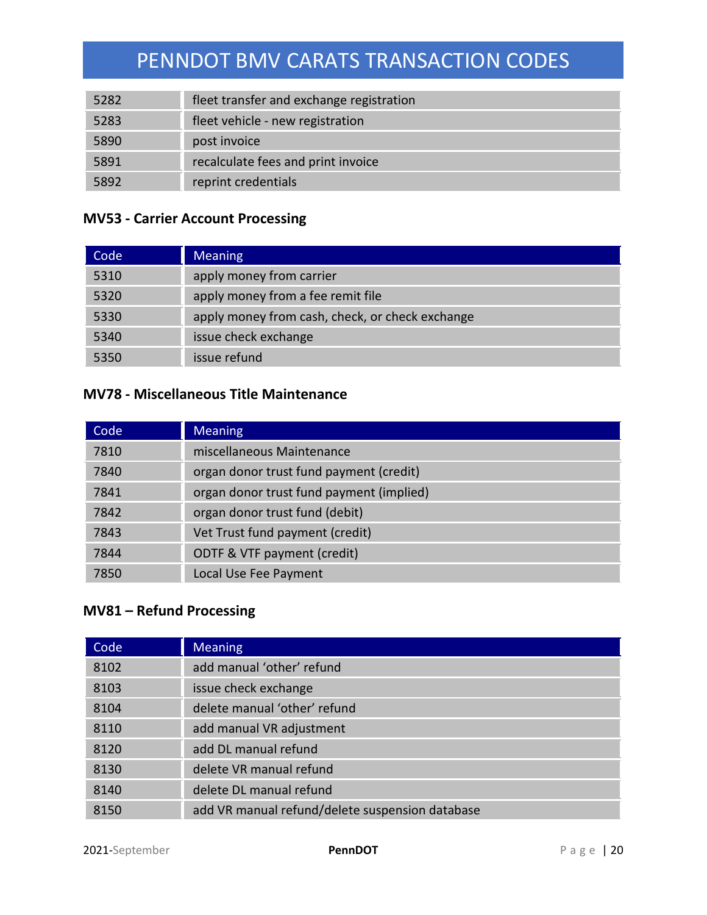| | |
|---|---|
| 5282 | fleet transfer and exchange registration |
| 5283 | fleet vehicle - new registration |
| 5890 | post invoice |
| 5891 | recalculate fees and print invoice |
| 5892 | reprint credentials |

### MV53 - Carrier Account Processing

| Code | Meaning |
|---|---|
| 5310 | apply money from carrier |
| 5320 | apply money from a fee remit file |
| 5330 | apply money from cash, check, or check exchange |
| 5340 | issue check exchange |
| 5350 | issue refund |

### MV78 - Miscellaneous Title Maintenance

| Code | Meaning |
|---|---|
| 7810 | miscellaneous Maintenance |
| 7840 | organ donor trust fund payment (credit) |
| 7841 | organ donor trust fund payment (implied) |
| 7842 | organ donor trust fund (debit) |
| 7843 | Vet Trust fund payment (credit) |
| 7844 | ODTF & VTF payment (credit) |
| 7850 | Local Use Fee Payment |

### MV81 – Refund Processing

| Code | Meaning |
|---|---|
| 8102 | add manual ‘other’ refund |
| 8103 | issue check exchange |
| 8104 | delete manual ‘other’ refund |
| 8110 | add manual VR adjustment |
| 8120 | add DL manual refund |
| 8130 | delete VR manual refund |
| 8140 | delete DL manual refund |
| 8150 | add VR manual refund/delete suspension database |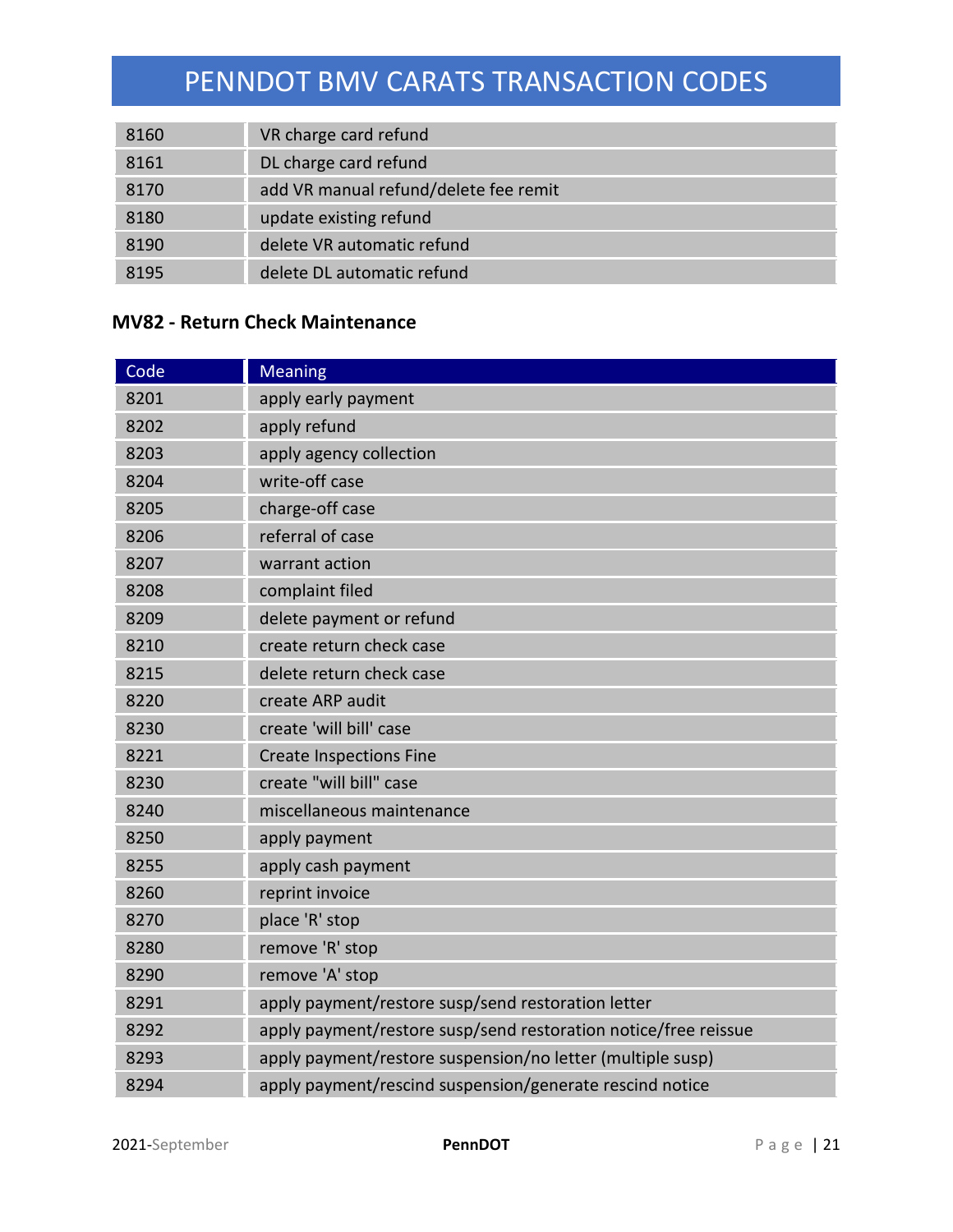| | |
|---|---|
| 8160 | VR charge card refund |
| 8161 | DL charge card refund |
| 8170 | add VR manual refund/delete fee remit |
| 8180 | update existing refund |
| 8190 | delete VR automatic refund |
| 8195 | delete DL automatic refund |

**MV82 - Return Check Maintenance**

| Code | Meaning |
|---|---|
| 8201 | apply early payment |
| 8202 | apply refund |
| 8203 | apply agency collection |
| 8204 | write-off case |
| 8205 | charge-off case |
| 8206 | referral of case |
| 8207 | warrant action |
| 8208 | complaint filed |
| 8209 | delete payment or refund |
| 8210 | create return check case |
| 8215 | delete return check case |
| 8220 | create ARP audit |
| 8230 | create 'will bill' case |
| 8221 | Create Inspections Fine |
| 8230 | create "will bill" case |
| 8240 | miscellaneous maintenance |
| 8250 | apply payment |
| 8255 | apply cash payment |
| 8260 | reprint invoice |
| 8270 | place 'R' stop |
| 8280 | remove 'R' stop |
| 8290 | remove 'A' stop |
| 8291 | apply payment/restore susp/send restoration letter |
| 8292 | apply payment/restore susp/send restoration notice/free reissue |
| 8293 | apply payment/restore suspension/no letter (multiple susp) |
| 8294 | apply payment/rescind suspension/generate rescind notice |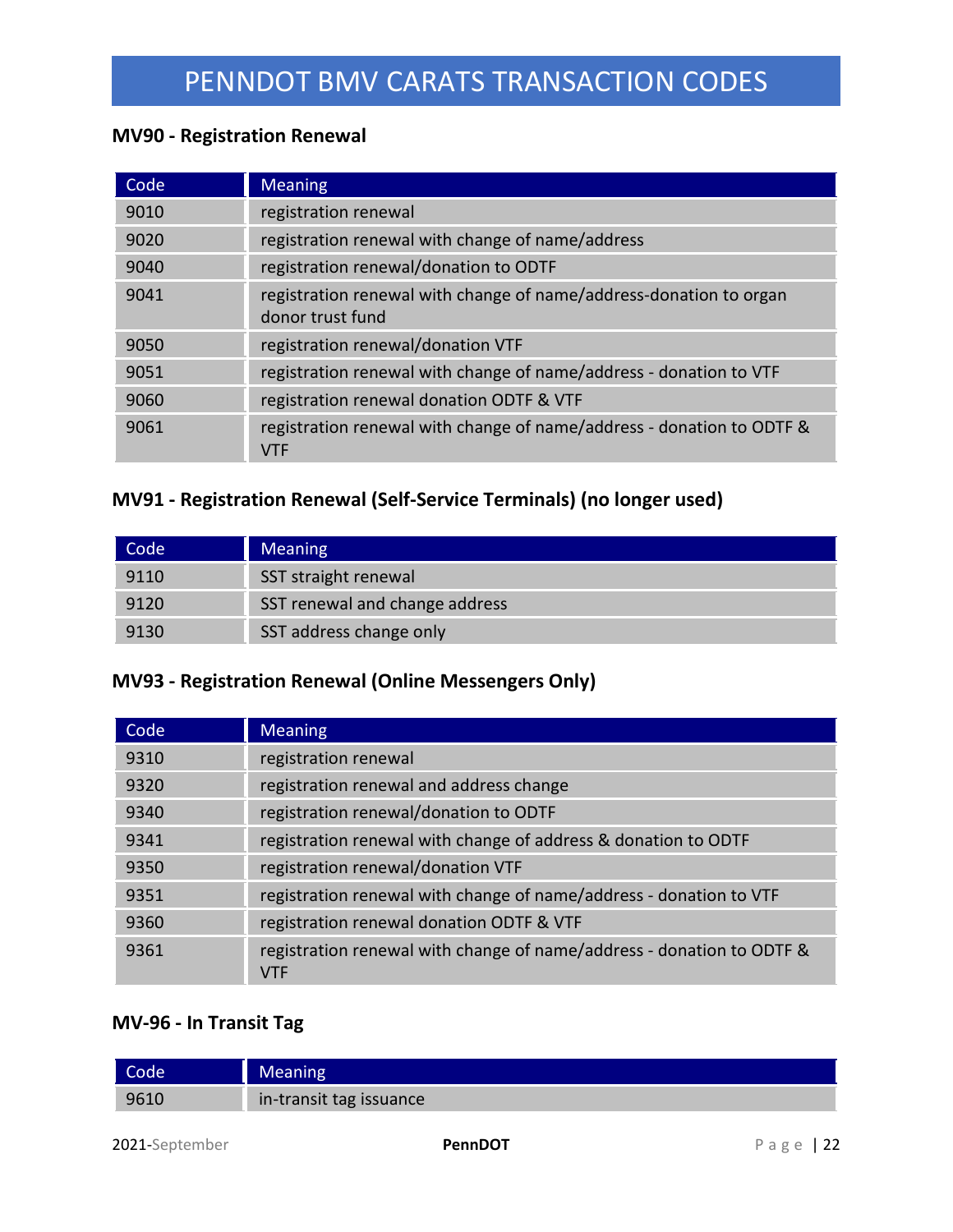# PENNDOT BMV CARATS TRANSACTION CODES

### MV90 - Registration Renewal

| Code | Meaning |
|---|---|
| 9010 | registration renewal |
| 9020 | registration renewal with change of name/address |
| 9040 | registration renewal/donation to ODTF |
| 9041 | registration renewal with change of name/address-donation to organ donor trust fund |
| 9050 | registration renewal/donation VTF |
| 9051 | registration renewal with change of name/address - donation to VTF |
| 9060 | registration renewal donation ODTF & VTF |
| 9061 | registration renewal with change of name/address - donation to ODTF & VTF |

### MV91 - Registration Renewal (Self-Service Terminals) (no longer used)

| Code | Meaning |
|---|---|
| 9110 | SST straight renewal |
| 9120 | SST renewal and change address |
| 9130 | SST address change only |

### MV93 - Registration Renewal (Online Messengers Only)

| Code | Meaning |
|---|---|
| 9310 | registration renewal |
| 9320 | registration renewal and address change |
| 9340 | registration renewal/donation to ODTF |
| 9341 | registration renewal with change of address & donation to ODTF |
| 9350 | registration renewal/donation VTF |
| 9351 | registration renewal with change of name/address - donation to VTF |
| 9360 | registration renewal donation ODTF & VTF |
| 9361 | registration renewal with change of name/address - donation to ODTF & VTF |

### MV-96 - In Transit Tag

| Code | Meaning |
|---|---|
| 9610 | in-transit tag issuance |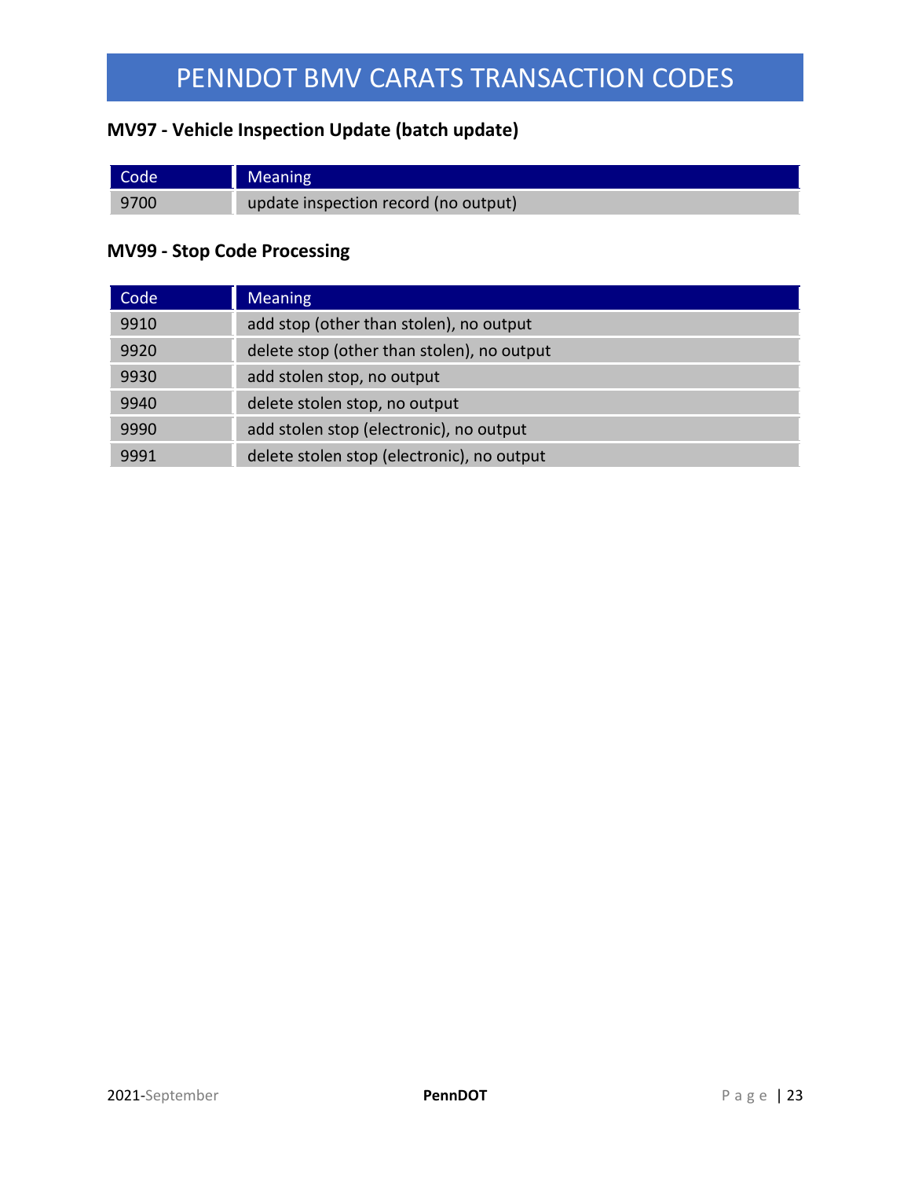## MV97 - Vehicle Inspection Update (batch update)

| Code | Meaning |
| --- | --- |
| 9700 | update inspection record (no output) |

## MV99 - Stop Code Processing

| Code | Meaning |
| --- | --- |
| 9910 | add stop (other than stolen), no output |
| 9920 | delete stop (other than stolen), no output |
| 9930 | add stolen stop, no output |
| 9940 | delete stolen stop, no output |
| 9990 | add stolen stop (electronic), no output |
| 9991 | delete stolen stop (electronic), no output |